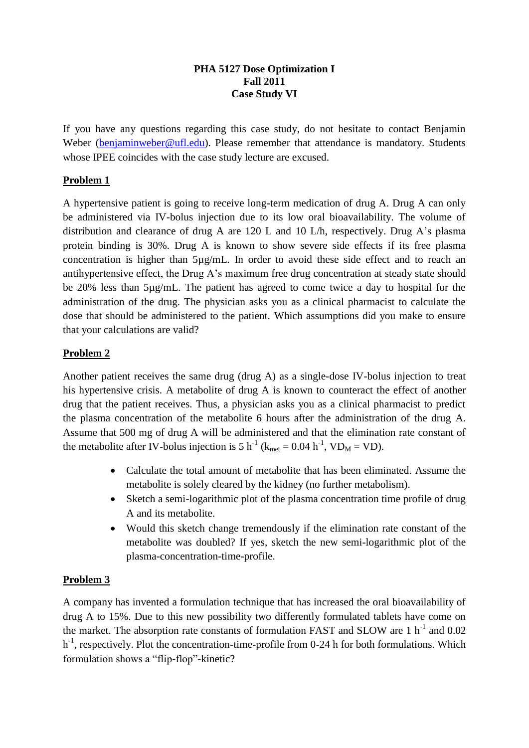**PHA 5127 Dose Optimization I**
**Fall 2011**
**Case Study VI**

If you have any questions regarding this case study, do not hesitate to contact Benjamin Weber (benjaminweber@ufl.edu). Please remember that attendance is mandatory. Students whose IPEE coincides with the case study lecture are excused.

## Problem 1

A hypertensive patient is going to receive long-term medication of drug A. Drug A can only be administered via IV-bolus injection due to its low oral bioavailability. The volume of distribution and clearance of drug A are 120 L and 10 L/h, respectively. Drug A's plasma protein binding is 30%. Drug A is known to show severe side effects if its free plasma concentration is higher than 5µg/mL. In order to avoid these side effect and to reach an antihypertensive effect, the Drug A's maximum free drug concentration at steady state should be 20% less than 5µg/mL. The patient has agreed to come twice a day to hospital for the administration of the drug. The physician asks you as a clinical pharmacist to calculate the dose that should be administered to the patient. Which assumptions did you make to ensure that your calculations are valid?

## Problem 2

Another patient receives the same drug (drug A) as a single-dose IV-bolus injection to treat his hypertensive crisis. A metabolite of drug A is known to counteract the effect of another drug that the patient receives. Thus, a physician asks you as a clinical pharmacist to predict the plasma concentration of the metabolite 6 hours after the administration of the drug A. Assume that 500 mg of drug A will be administered and that the elimination rate constant of the metabolite after IV-bolus injection is 5 $h^{-1}$ ($k_{met} = 0.04\ h^{-1}$, $VD_M = VD$).

- Calculate the total amount of metabolite that has been eliminated. Assume the metabolite is solely cleared by the kidney (no further metabolism).
- Sketch a semi-logarithmic plot of the plasma concentration time profile of drug A and its metabolite.
- Would this sketch change tremendously if the elimination rate constant of the metabolite was doubled? If yes, sketch the new semi-logarithmic plot of the plasma-concentration-time-profile.

## Problem 3

A company has invented a formulation technique that has increased the oral bioavailability of drug A to 15%. Due to this new possibility two differently formulated tablets have come on the market. The absorption rate constants of formulation FAST and SLOW are 1 $h^{-1}$ and 0.02 $h^{-1}$, respectively. Plot the concentration-time-profile from 0-24 h for both formulations. Which formulation shows a "flip-flop"-kinetic?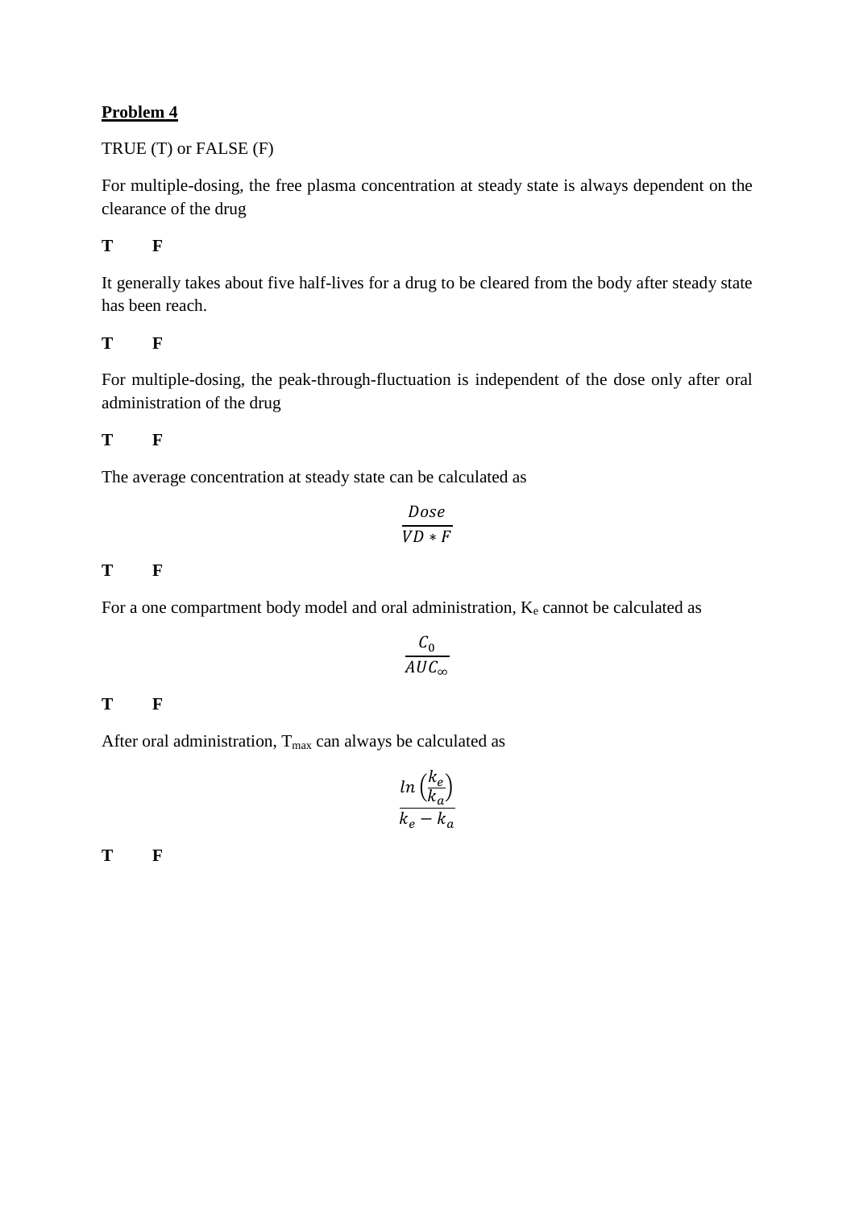**<u>Problem 4</u>**

TRUE (T) or FALSE (F)

For multiple-dosing, the free plasma concentration at steady state is always dependent on the clearance of the drug

**T　　F**

It generally takes about five half-lives for a drug to be cleared from the body after steady state has been reach.

**T　　F**

For multiple-dosing, the peak-through-fluctuation is independent of the dose only after oral administration of the drug

**T　　F**

The average concentration at steady state can be calculated as

$$\frac{Dose}{VD * F}$$

**T　　F**

For a one compartment body model and oral administration, $K_e$ cannot be calculated as

$$\frac{C_0}{AUC_\infty}$$

**T　　F**

After oral administration, $T_{max}$ can always be calculated as

$$\frac{ln\left(\frac{k_e}{k_a}\right)}{k_e - k_a}$$

**T　　F**